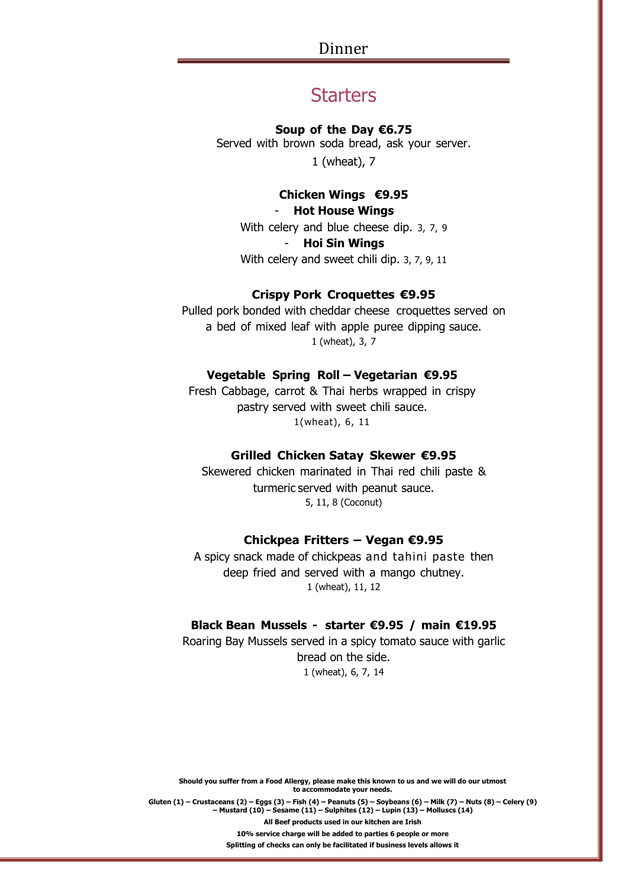# Dinner

## Starters

**Soup of the Day €6.75**
Served with brown soda bread, ask your server.
1 (wheat), 7

**Chicken Wings €9.95**

- **Hot House Wings**
With celery and blue cheese dip. 3, 7, 9

- **Hoi Sin Wings**
With celery and sweet chili dip. 3, 7, 9, 11

**Crispy Pork Croquettes €9.95**
Pulled pork bonded with cheddar cheese croquettes served on a bed of mixed leaf with apple puree dipping sauce.
1 (wheat), 3, 7

**Vegetable Spring Roll – Vegetarian €9.95**
Fresh Cabbage, carrot & Thai herbs wrapped in crispy pastry served with sweet chili sauce.
1(wheat), 6, 11

**Grilled Chicken Satay Skewer €9.95**
Skewered chicken marinated in Thai red chili paste & turmeric served with peanut sauce.
5, 11, 8 (Coconut)

**Chickpea Fritters – Vegan €9.95**
A spicy snack made of chickpeas and tahini paste then deep fried and served with a mango chutney.
1 (wheat), 11, 12

**Black Bean Mussels - starter €9.95 / main €19.95**
Roaring Bay Mussels served in a spicy tomato sauce with garlic bread on the side.
1 (wheat), 6, 7, 14

**Should you suffer from a Food Allergy, please make this known to us and we will do our utmost to accommodate your needs.**

**Gluten (1) – Crustaceans (2) – Eggs (3) – Fish (4) – Peanuts (5) – Soybeans (6) – Milk (7) – Nuts (8) – Celery (9) – Mustard (10) – Sesame (11) – Sulphites (12) – Lupin (13) – Molluscs (14)**

**All Beef products used in our kitchen are Irish**

**10% service charge will be added to parties 6 people or more**

**Splitting of checks can only be facilitated if business levels allows it**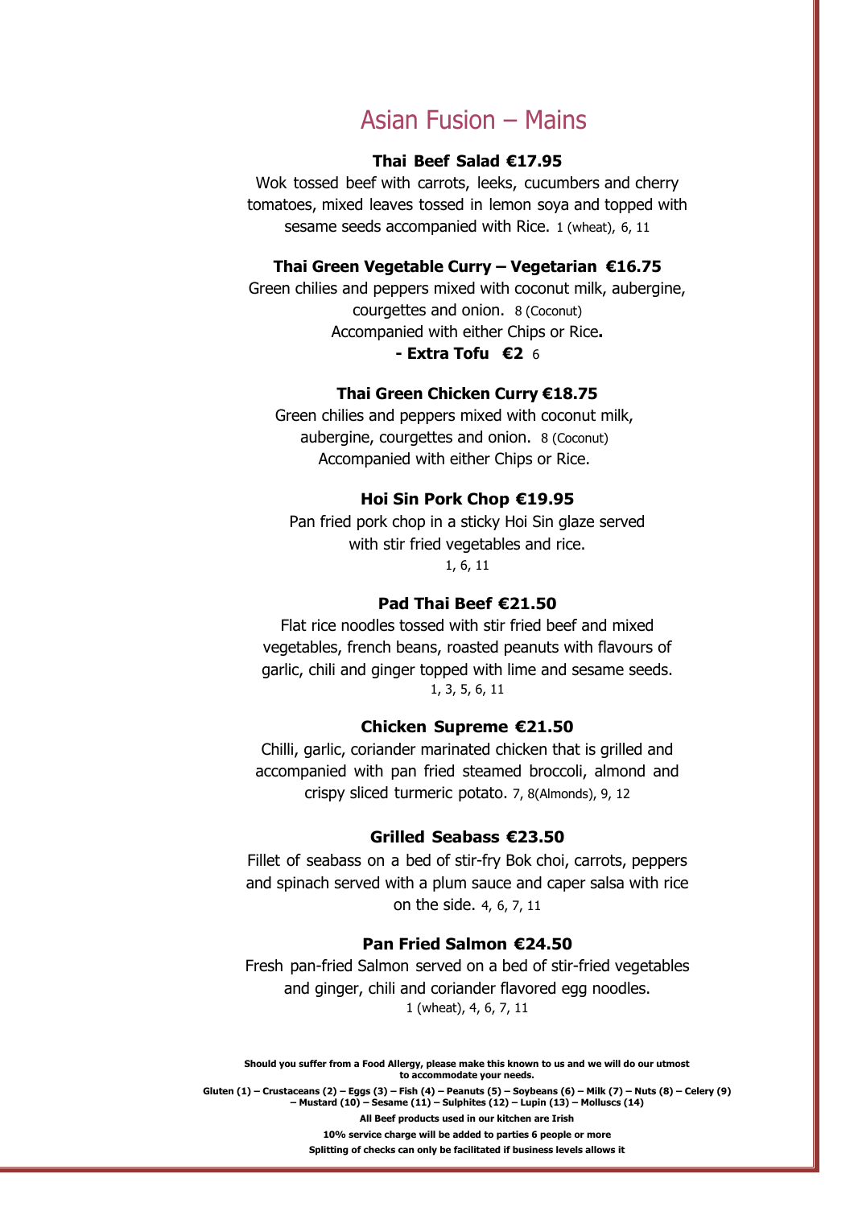# Asian Fusion – Mains

**Thai Beef Salad €17.95**

Wok tossed beef with carrots, leeks, cucumbers and cherry tomatoes, mixed leaves tossed in lemon soya and topped with sesame seeds accompanied with Rice. 1 (wheat), 6, 11

**Thai Green Vegetable Curry – Vegetarian €16.75**

Green chilies and peppers mixed with coconut milk, aubergine, courgettes and onion. 8 (Coconut)
Accompanied with either Chips or Rice.

**- Extra Tofu €2** 6

**Thai Green Chicken Curry €18.75**

Green chilies and peppers mixed with coconut milk, aubergine, courgettes and onion. 8 (Coconut)
Accompanied with either Chips or Rice.

**Hoi Sin Pork Chop €19.95**

Pan fried pork chop in a sticky Hoi Sin glaze served with stir fried vegetables and rice.
1, 6, 11

**Pad Thai Beef €21.50**

Flat rice noodles tossed with stir fried beef and mixed vegetables, french beans, roasted peanuts with flavours of garlic, chili and ginger topped with lime and sesame seeds.
1, 3, 5, 6, 11

**Chicken Supreme €21.50**

Chilli, garlic, coriander marinated chicken that is grilled and accompanied with pan fried steamed broccoli, almond and crispy sliced turmeric potato. 7, 8(Almonds), 9, 12

**Grilled Seabass €23.50**

Fillet of seabass on a bed of stir-fry Bok choi, carrots, peppers and spinach served with a plum sauce and caper salsa with rice on the side. 4, 6, 7, 11

**Pan Fried Salmon €24.50**

Fresh pan-fried Salmon served on a bed of stir-fried vegetables and ginger, chili and coriander flavored egg noodles.
1 (wheat), 4, 6, 7, 11

**Should you suffer from a Food Allergy, please make this known to us and we will do our utmost to accommodate your needs.**

**Gluten (1) – Crustaceans (2) – Eggs (3) – Fish (4) – Peanuts (5) – Soybeans (6) – Milk (7) – Nuts (8) – Celery (9) – Mustard (10) – Sesame (11) – Sulphites (12) – Lupin (13) – Molluscs (14)**

**All Beef products used in our kitchen are Irish**

**10% service charge will be added to parties 6 people or more**

**Splitting of checks can only be facilitated if business levels allows it**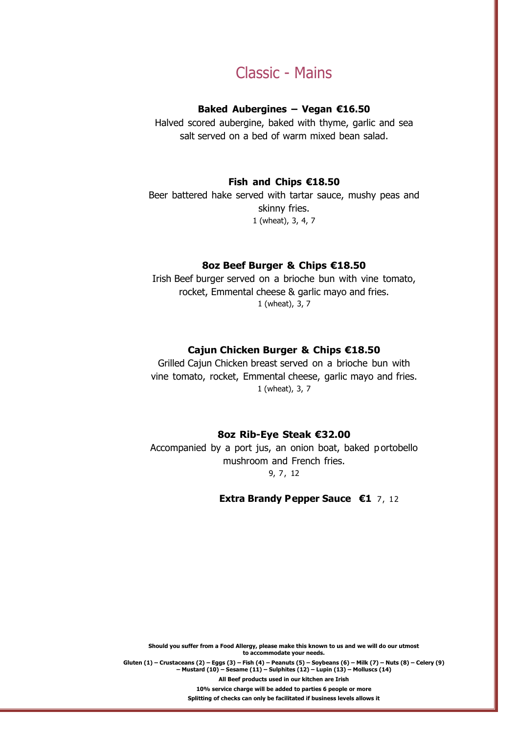# Classic - Mains

**Baked Aubergines – Vegan €16.50**

Halved scored aubergine, baked with thyme, garlic and sea salt served on a bed of warm mixed bean salad.

**Fish and Chips €18.50**

Beer battered hake served with tartar sauce, mushy peas and skinny fries.

1 (wheat), 3, 4, 7

**8oz Beef Burger & Chips €18.50**

Irish Beef burger served on a brioche bun with vine tomato, rocket, Emmental cheese & garlic mayo and fries.

1 (wheat), 3, 7

**Cajun Chicken Burger & Chips €18.50**

Grilled Cajun Chicken breast served on a brioche bun with vine tomato, rocket, Emmental cheese, garlic mayo and fries.

1 (wheat), 3, 7

**8oz Rib-Eye Steak €32.00**

Accompanied by a port jus, an onion boat, baked portobello mushroom and French fries.

9, 7, 12

**Extra Brandy Pepper Sauce €1** 7, 12

**Should you suffer from a Food Allergy, please make this known to us and we will do our utmost to accommodate your needs.**

**Gluten (1) – Crustaceans (2) – Eggs (3) – Fish (4) – Peanuts (5) – Soybeans (6) – Milk (7) – Nuts (8) – Celery (9) – Mustard (10) – Sesame (11) – Sulphites (12) – Lupin (13) – Molluscs (14)**

**All Beef products used in our kitchen are Irish**

**10% service charge will be added to parties 6 people or more**

**Splitting of checks can only be facilitated if business levels allows it**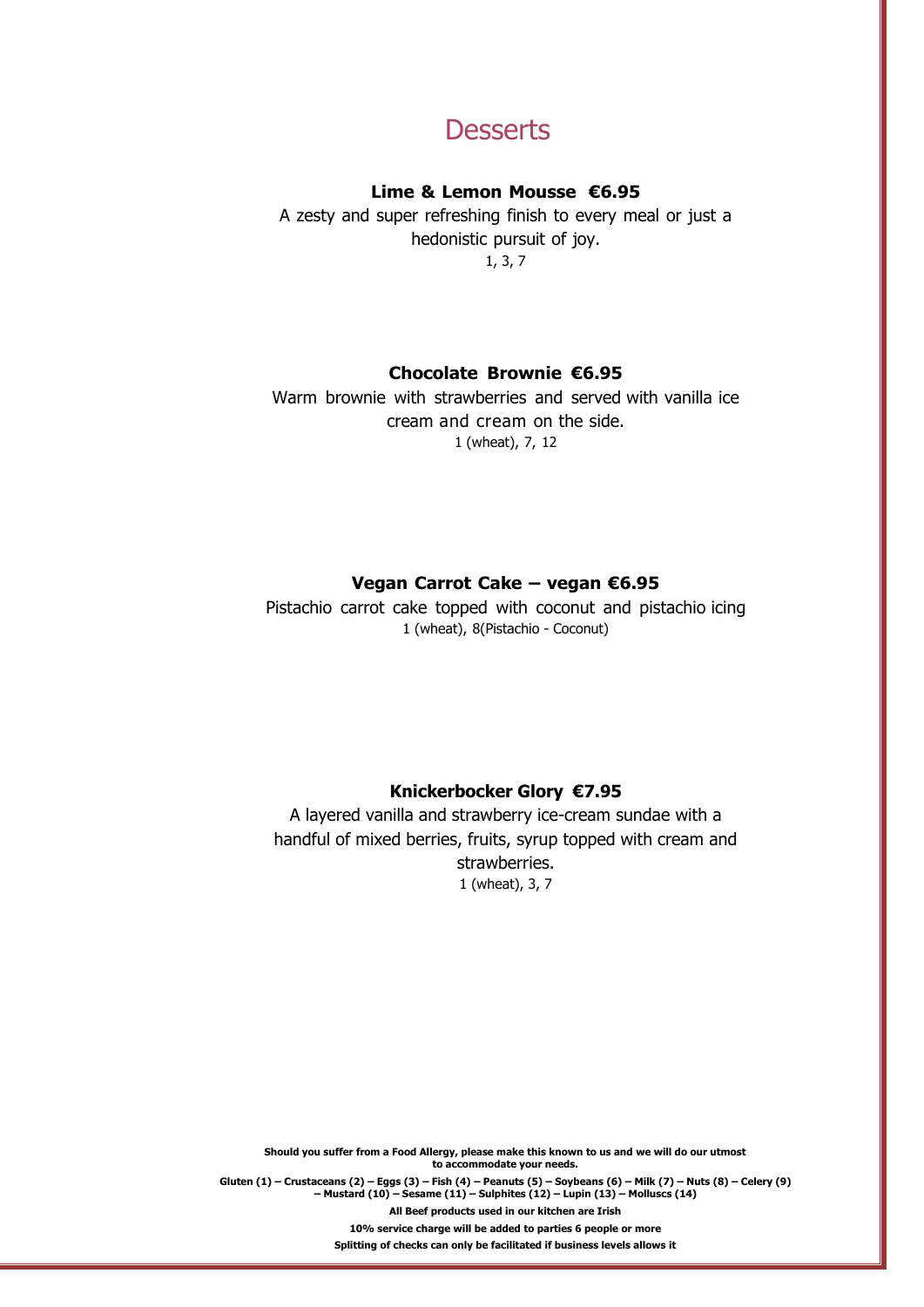# Desserts

**Lime & Lemon Mousse €6.95**

A zesty and super refreshing finish to every meal or just a hedonistic pursuit of joy.

1, 3, 7

**Chocolate Brownie €6.95**

Warm brownie with strawberries and served with vanilla ice cream and cream on the side.

1 (wheat), 7, 12

**Vegan Carrot Cake – vegan €6.95**

Pistachio carrot cake topped with coconut and pistachio icing

1 (wheat), 8(Pistachio - Coconut)

**Knickerbocker Glory €7.95**

A layered vanilla and strawberry ice-cream sundae with a handful of mixed berries, fruits, syrup topped with cream and strawberries.

1 (wheat), 3, 7

**Should you suffer from a Food Allergy, please make this known to us and we will do our utmost to accommodate your needs.**

**Gluten (1) – Crustaceans (2) – Eggs (3) – Fish (4) – Peanuts (5) – Soybeans (6) – Milk (7) – Nuts (8) – Celery (9) – Mustard (10) – Sesame (11) – Sulphites (12) – Lupin (13) – Molluscs (14)**

**All Beef products used in our kitchen are Irish**

**10% service charge will be added to parties 6 people or more**

**Splitting of checks can only be facilitated if business levels allows it**